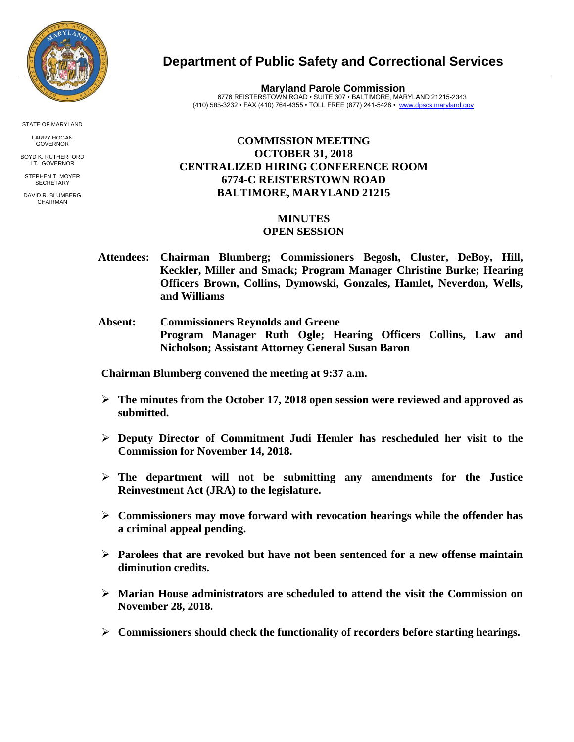# Department of Public Safety and Correctional Services

**Maryland Parole Commission**
6776 REISTERSTOWN ROAD • SUITE 307 • BALTIMORE, MARYLAND 21215-2343
(410) 585-3232 • FAX (410) 764-4355 • TOLL FREE (877) 241-5428 • www.dpscs.maryland.gov

STATE OF MARYLAND

LARRY HOGAN
GOVERNOR

BOYD K. RUTHERFORD
LT. GOVERNOR

STEPHEN T. MOYER
SECRETARY

DAVID R. BLUMBERG
CHAIRMAN

## COMMISSION MEETING
## OCTOBER 31, 2018
## CENTRALIZED HIRING CONFERENCE ROOM
## 6774-C REISTERSTOWN ROAD
## BALTIMORE, MARYLAND 21215

## MINUTES
## OPEN SESSION

**Attendees:** **Chairman Blumberg; Commissioners Begosh, Cluster, DeBoy, Hill, Keckler, Miller and Smack; Program Manager Christine Burke; Hearing Officers Brown, Collins, Dymowski, Gonzales, Hamlet, Neverdon, Wells, and Williams**

**Absent:** **Commissioners Reynolds and Greene**
**Program Manager Ruth Ogle; Hearing Officers Collins, Law and Nicholson; Assistant Attorney General Susan Baron**

**Chairman Blumberg convened the meeting at 9:37 a.m.**

- **The minutes from the October 17, 2018 open session were reviewed and approved as submitted.**
- **Deputy Director of Commitment Judi Hemler has rescheduled her visit to the Commission for November 14, 2018.**
- **The department will not be submitting any amendments for the Justice Reinvestment Act (JRA) to the legislature.**
- **Commissioners may move forward with revocation hearings while the offender has a criminal appeal pending.**
- **Parolees that are revoked but have not been sentenced for a new offense maintain diminution credits.**
- **Marian House administrators are scheduled to attend the visit the Commission on November 28, 2018.**
- **Commissioners should check the functionality of recorders before starting hearings.**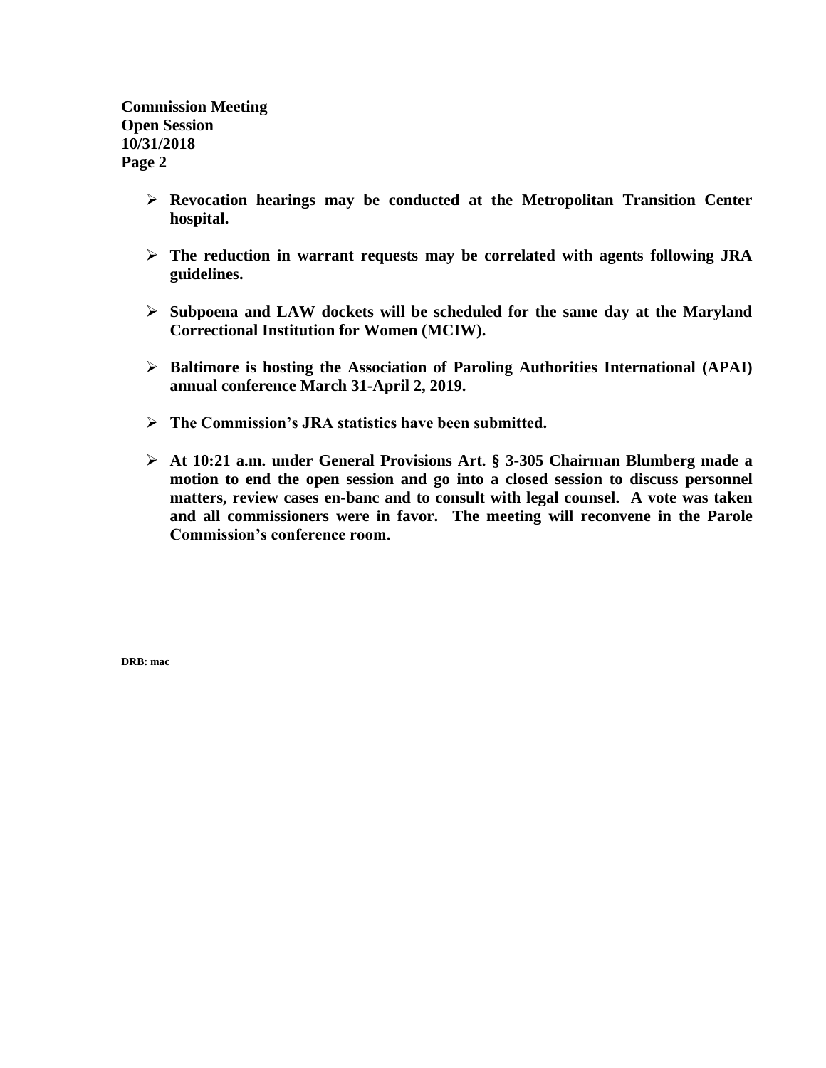- **Revocation hearings may be conducted at the Metropolitan Transition Center hospital.**

- **The reduction in warrant requests may be correlated with agents following JRA guidelines.**

- **Subpoena and LAW dockets will be scheduled for the same day at the Maryland Correctional Institution for Women (MCIW).**

- **Baltimore is hosting the Association of Paroling Authorities International (APAI) annual conference March 31-April 2, 2019.**

- **The Commission's JRA statistics have been submitted.**

- **At 10:21 a.m. under General Provisions Art. § 3-305 Chairman Blumberg made a motion to end the open session and go into a closed session to discuss personnel matters, review cases en-banc and to consult with legal counsel. A vote was taken and all commissioners were in favor. The meeting will reconvene in the Parole Commission's conference room.**

**DRB: mac**